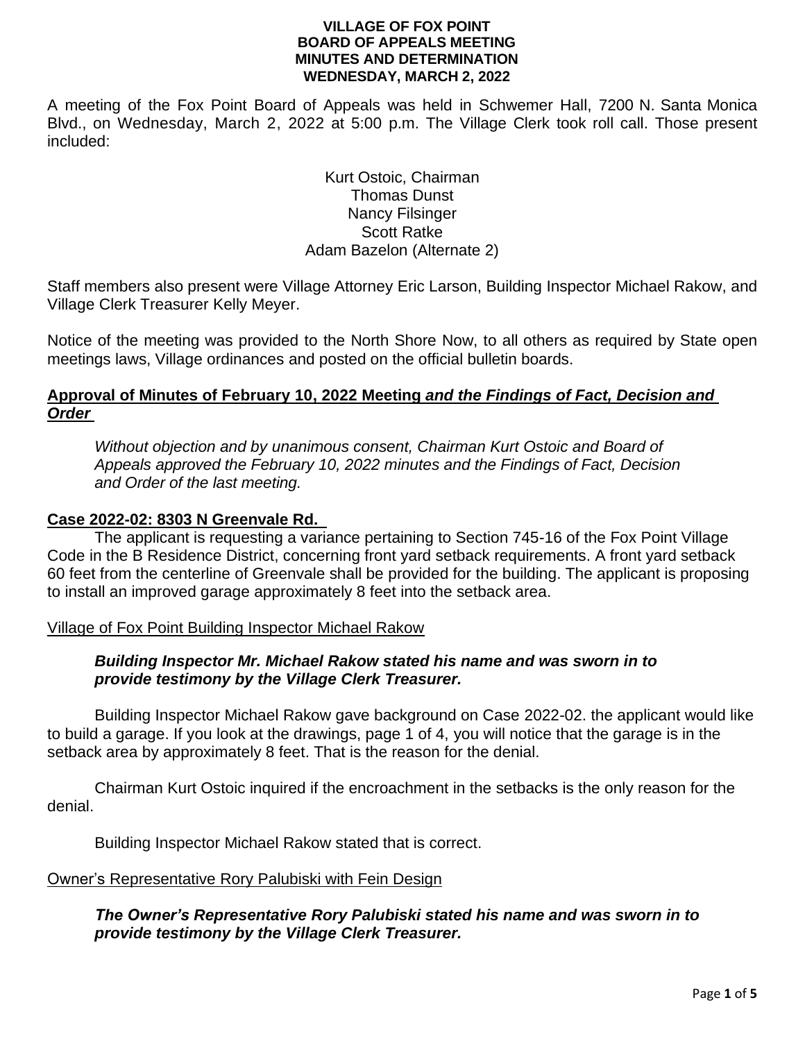**VILLAGE OF FOX POINT**
**BOARD OF APPEALS MEETING**
**MINUTES AND DETERMINATION**
**WEDNESDAY, MARCH 2, 2022**

A meeting of the Fox Point Board of Appeals was held in Schwemer Hall, 7200 N. Santa Monica Blvd., on Wednesday, March 2, 2022 at 5:00 p.m. The Village Clerk took roll call. Those present included:

Kurt Ostoic, Chairman
Thomas Dunst
Nancy Filsinger
Scott Ratke
Adam Bazelon (Alternate 2)

Staff members also present were Village Attorney Eric Larson, Building Inspector Michael Rakow, and Village Clerk Treasurer Kelly Meyer.

Notice of the meeting was provided to the North Shore Now, to all others as required by State open meetings laws, Village ordinances and posted on the official bulletin boards.

**Approval of Minutes of February 10, 2022 Meeting *and the Findings of Fact, Decision and Order***

*Without objection and by unanimous consent, Chairman Kurt Ostoic and Board of Appeals approved the February 10, 2022 minutes and the Findings of Fact, Decision and Order of the last meeting.*

**Case 2022-02: 8303 N Greenvale Rd.**

The applicant is requesting a variance pertaining to Section 745-16 of the Fox Point Village Code in the B Residence District, concerning front yard setback requirements. A front yard setback 60 feet from the centerline of Greenvale shall be provided for the building. The applicant is proposing to install an improved garage approximately 8 feet into the setback area.

Village of Fox Point Building Inspector Michael Rakow

***Building Inspector Mr. Michael Rakow stated his name and was sworn in to provide testimony by the Village Clerk Treasurer.***

Building Inspector Michael Rakow gave background on Case 2022-02. the applicant would like to build a garage. If you look at the drawings, page 1 of 4, you will notice that the garage is in the setback area by approximately 8 feet. That is the reason for the denial.

Chairman Kurt Ostoic inquired if the encroachment in the setbacks is the only reason for the denial.

Building Inspector Michael Rakow stated that is correct.

Owner's Representative Rory Palubiski with Fein Design

***The Owner's Representative Rory Palubiski stated his name and was sworn in to provide testimony by the Village Clerk Treasurer.***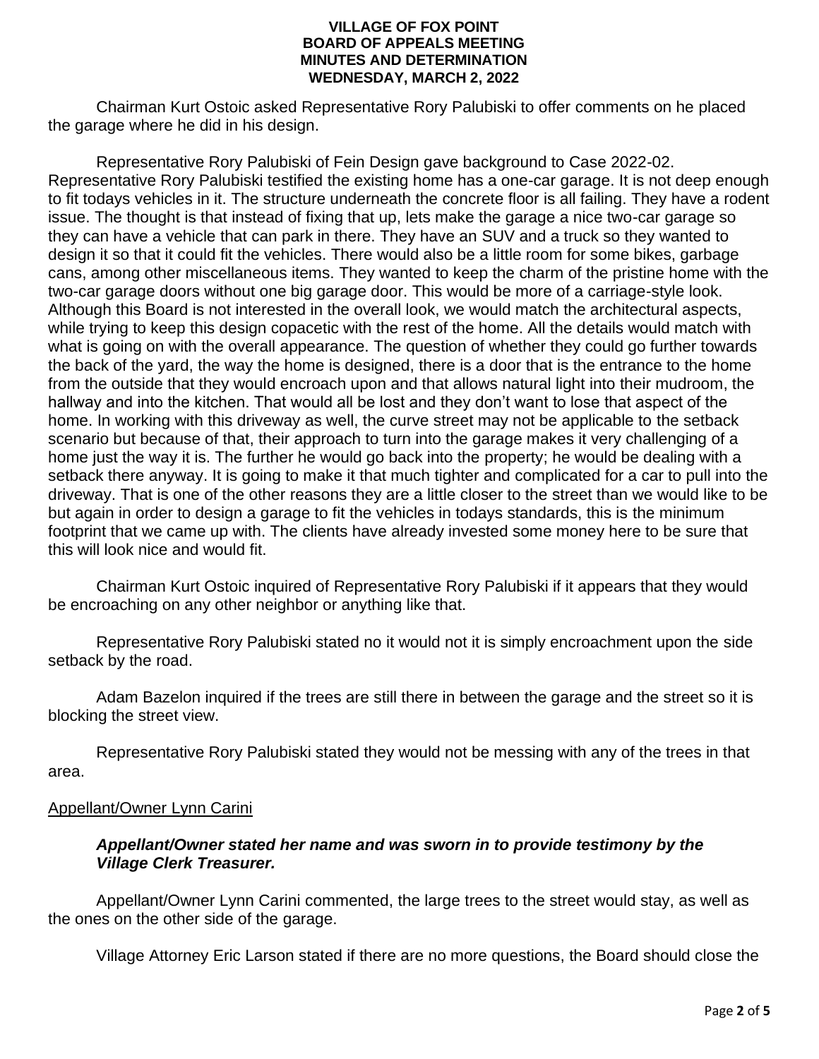Chairman Kurt Ostoic asked Representative Rory Palubiski to offer comments on he placed the garage where he did in his design.

Representative Rory Palubiski of Fein Design gave background to Case 2022-02. Representative Rory Palubiski testified the existing home has a one-car garage. It is not deep enough to fit todays vehicles in it. The structure underneath the concrete floor is all failing. They have a rodent issue. The thought is that instead of fixing that up, lets make the garage a nice two-car garage so they can have a vehicle that can park in there. They have an SUV and a truck so they wanted to design it so that it could fit the vehicles. There would also be a little room for some bikes, garbage cans, among other miscellaneous items. They wanted to keep the charm of the pristine home with the two-car garage doors without one big garage door. This would be more of a carriage-style look. Although this Board is not interested in the overall look, we would match the architectural aspects, while trying to keep this design copacetic with the rest of the home. All the details would match with what is going on with the overall appearance. The question of whether they could go further towards the back of the yard, the way the home is designed, there is a door that is the entrance to the home from the outside that they would encroach upon and that allows natural light into their mudroom, the hallway and into the kitchen. That would all be lost and they don't want to lose that aspect of the home. In working with this driveway as well, the curve street may not be applicable to the setback scenario but because of that, their approach to turn into the garage makes it very challenging of a home just the way it is. The further he would go back into the property; he would be dealing with a setback there anyway. It is going to make it that much tighter and complicated for a car to pull into the driveway. That is one of the other reasons they are a little closer to the street than we would like to be but again in order to design a garage to fit the vehicles in todays standards, this is the minimum footprint that we came up with. The clients have already invested some money here to be sure that this will look nice and would fit.

Chairman Kurt Ostoic inquired of Representative Rory Palubiski if it appears that they would be encroaching on any other neighbor or anything like that.

Representative Rory Palubiski stated no it would not it is simply encroachment upon the side setback by the road.

Adam Bazelon inquired if the trees are still there in between the garage and the street so it is blocking the street view.

Representative Rory Palubiski stated they would not be messing with any of the trees in that area.

Appellant/Owner Lynn Carini

***Appellant/Owner stated her name and was sworn in to provide testimony by the Village Clerk Treasurer.***

Appellant/Owner Lynn Carini commented, the large trees to the street would stay, as well as the ones on the other side of the garage.

Village Attorney Eric Larson stated if there are no more questions, the Board should close the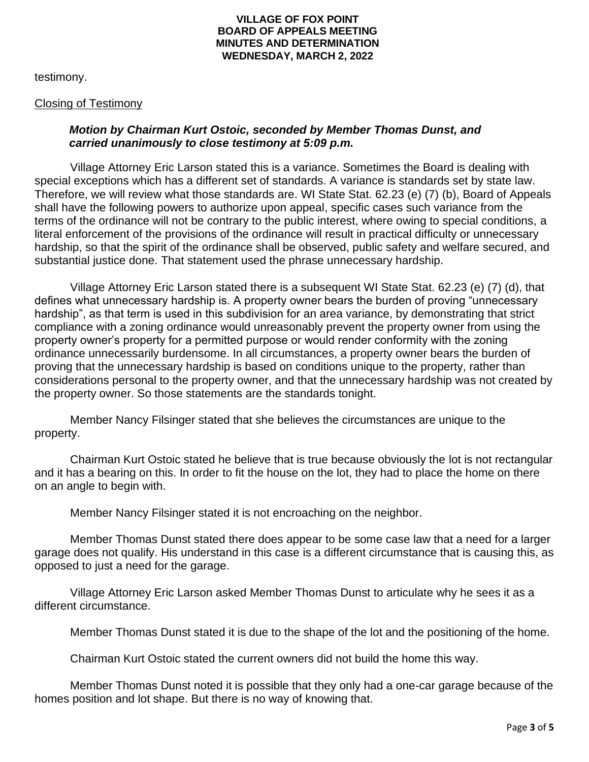testimony.

Closing of Testimony

***Motion by Chairman Kurt Ostoic, seconded by Member Thomas Dunst, and carried unanimously to close testimony at 5:09 p.m.***

Village Attorney Eric Larson stated this is a variance. Sometimes the Board is dealing with special exceptions which has a different set of standards. A variance is standards set by state law. Therefore, we will review what those standards are. WI State Stat. 62.23 (e) (7) (b), Board of Appeals shall have the following powers to authorize upon appeal, specific cases such variance from the terms of the ordinance will not be contrary to the public interest, where owing to special conditions, a literal enforcement of the provisions of the ordinance will result in practical difficulty or unnecessary hardship, so that the spirit of the ordinance shall be observed, public safety and welfare secured, and substantial justice done. That statement used the phrase unnecessary hardship.

Village Attorney Eric Larson stated there is a subsequent WI State Stat. 62.23 (e) (7) (d), that defines what unnecessary hardship is. A property owner bears the burden of proving "unnecessary hardship", as that term is used in this subdivision for an area variance, by demonstrating that strict compliance with a zoning ordinance would unreasonably prevent the property owner from using the property owner's property for a permitted purpose or would render conformity with the zoning ordinance unnecessarily burdensome. In all circumstances, a property owner bears the burden of proving that the unnecessary hardship is based on conditions unique to the property, rather than considerations personal to the property owner, and that the unnecessary hardship was not created by the property owner. So those statements are the standards tonight.

Member Nancy Filsinger stated that she believes the circumstances are unique to the property.

Chairman Kurt Ostoic stated he believe that is true because obviously the lot is not rectangular and it has a bearing on this. In order to fit the house on the lot, they had to place the home on there on an angle to begin with.

Member Nancy Filsinger stated it is not encroaching on the neighbor.

Member Thomas Dunst stated there does appear to be some case law that a need for a larger garage does not qualify. His understand in this case is a different circumstance that is causing this, as opposed to just a need for the garage.

Village Attorney Eric Larson asked Member Thomas Dunst to articulate why he sees it as a different circumstance.

Member Thomas Dunst stated it is due to the shape of the lot and the positioning of the home.

Chairman Kurt Ostoic stated the current owners did not build the home this way.

Member Thomas Dunst noted it is possible that they only had a one-car garage because of the homes position and lot shape. But there is no way of knowing that.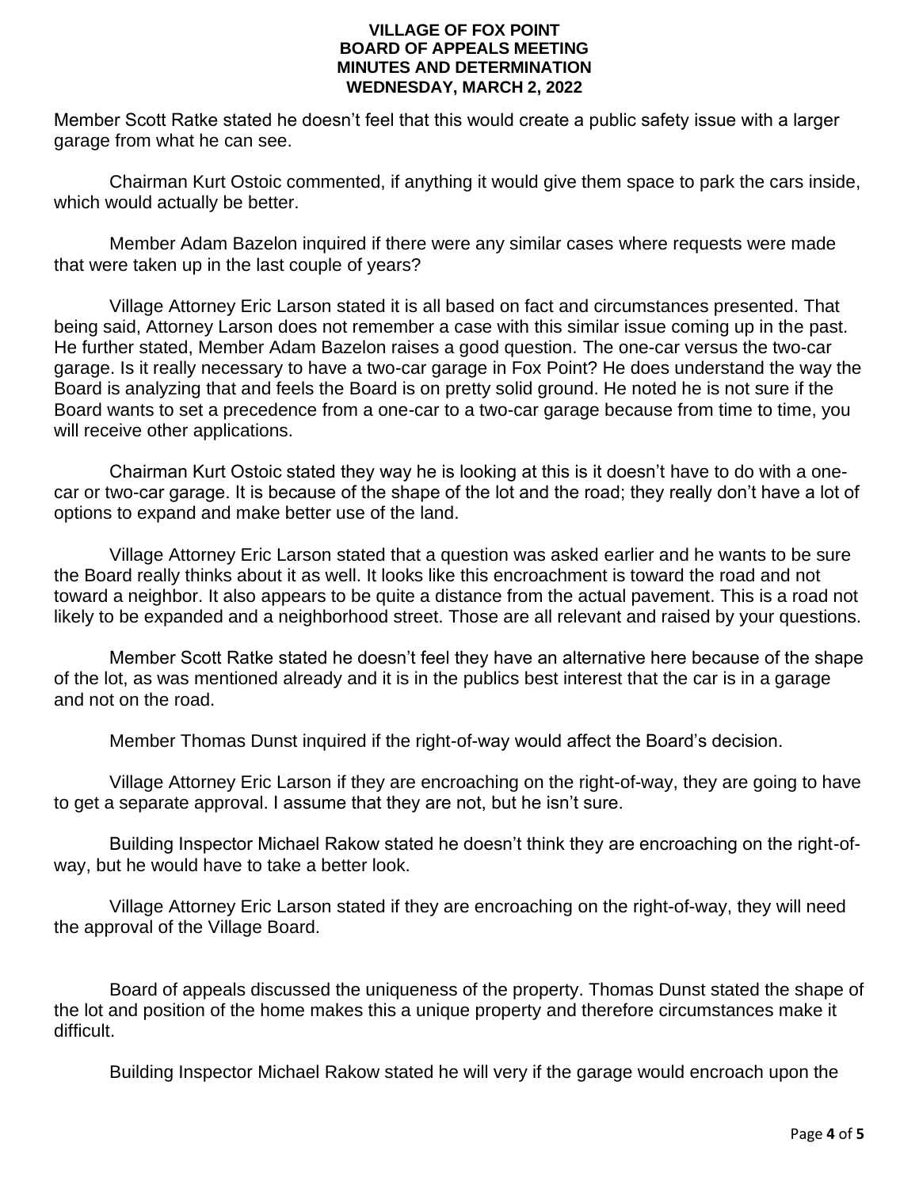Member Scott Ratke stated he doesn't feel that this would create a public safety issue with a larger garage from what he can see.

Chairman Kurt Ostoic commented, if anything it would give them space to park the cars inside, which would actually be better.

Member Adam Bazelon inquired if there were any similar cases where requests were made that were taken up in the last couple of years?

Village Attorney Eric Larson stated it is all based on fact and circumstances presented. That being said, Attorney Larson does not remember a case with this similar issue coming up in the past. He further stated, Member Adam Bazelon raises a good question. The one-car versus the two-car garage. Is it really necessary to have a two-car garage in Fox Point? He does understand the way the Board is analyzing that and feels the Board is on pretty solid ground. He noted he is not sure if the Board wants to set a precedence from a one-car to a two-car garage because from time to time, you will receive other applications.

Chairman Kurt Ostoic stated they way he is looking at this is it doesn't have to do with a one-car or two-car garage. It is because of the shape of the lot and the road; they really don't have a lot of options to expand and make better use of the land.

Village Attorney Eric Larson stated that a question was asked earlier and he wants to be sure the Board really thinks about it as well. It looks like this encroachment is toward the road and not toward a neighbor. It also appears to be quite a distance from the actual pavement. This is a road not likely to be expanded and a neighborhood street. Those are all relevant and raised by your questions.

Member Scott Ratke stated he doesn't feel they have an alternative here because of the shape of the lot, as was mentioned already and it is in the publics best interest that the car is in a garage and not on the road.

Member Thomas Dunst inquired if the right-of-way would affect the Board's decision.

Village Attorney Eric Larson if they are encroaching on the right-of-way, they are going to have to get a separate approval. I assume that they are not, but he isn't sure.

Building Inspector Michael Rakow stated he doesn't think they are encroaching on the right-of-way, but he would have to take a better look.

Village Attorney Eric Larson stated if they are encroaching on the right-of-way, they will need the approval of the Village Board.

Board of appeals discussed the uniqueness of the property. Thomas Dunst stated the shape of the lot and position of the home makes this a unique property and therefore circumstances make it difficult.

Building Inspector Michael Rakow stated he will very if the garage would encroach upon the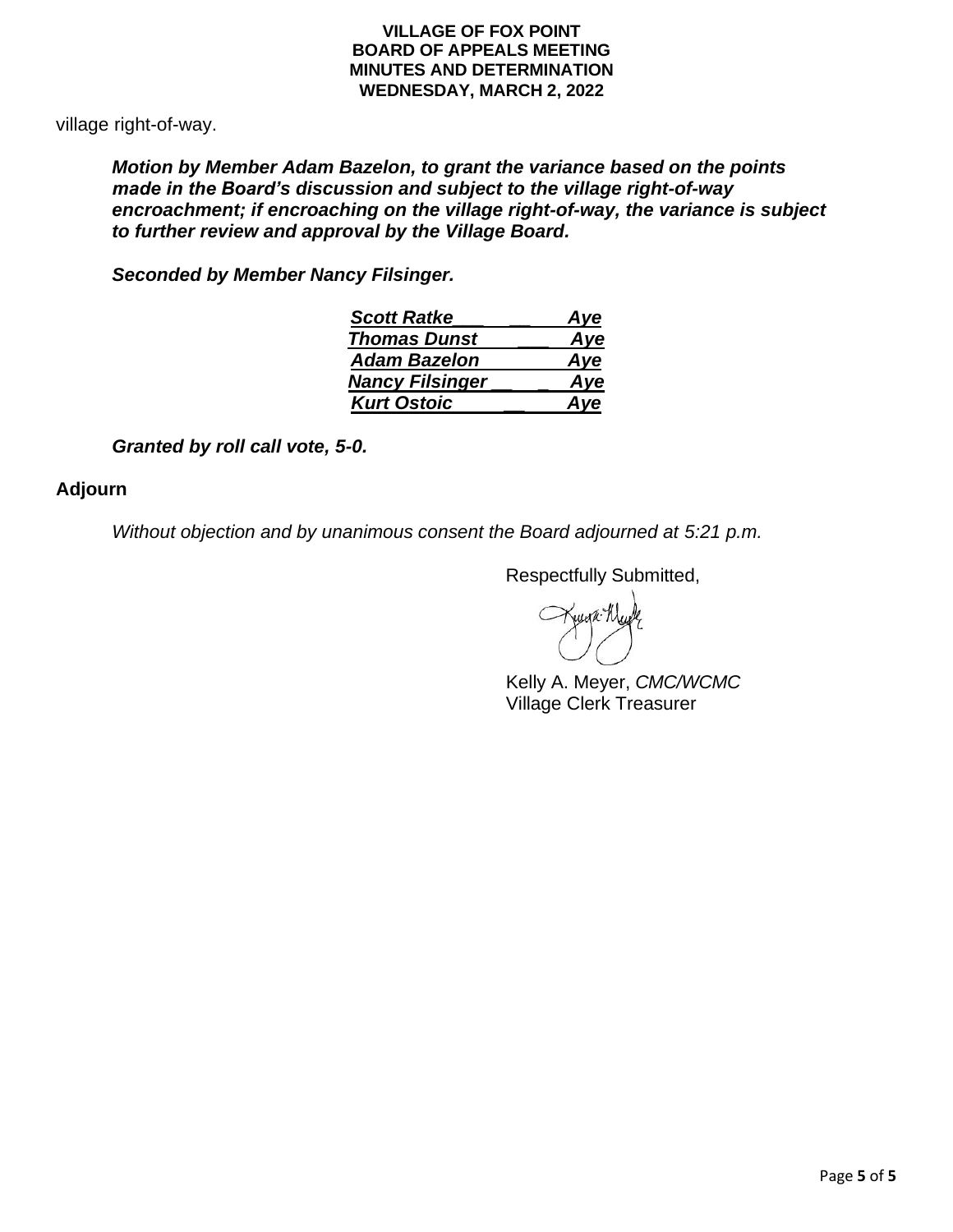village right-of-way.

***Motion by Member Adam Bazelon, to grant the variance based on the points made in the Board's discussion and subject to the village right-of-way encroachment; if encroaching on the village right-of-way, the variance is subject to further review and approval by the Village Board.***

***Seconded by Member Nancy Filsinger.***

| | |
|---|---|
| ***Scott Ratke*** | ***Aye*** |
| ***Thomas Dunst*** | ***Aye*** |
| ***Adam Bazelon*** | ***Aye*** |
| ***Nancy Filsinger*** | ***Aye*** |
| ***Kurt Ostoic*** | ***Aye*** |

***Granted by roll call vote, 5-0.***

**Adjourn**

*Without objection and by unanimous consent the Board adjourned at 5:21 p.m.*

Respectfully Submitted,

Kelly A. Meyer, *CMC/WCMC*
Village Clerk Treasurer